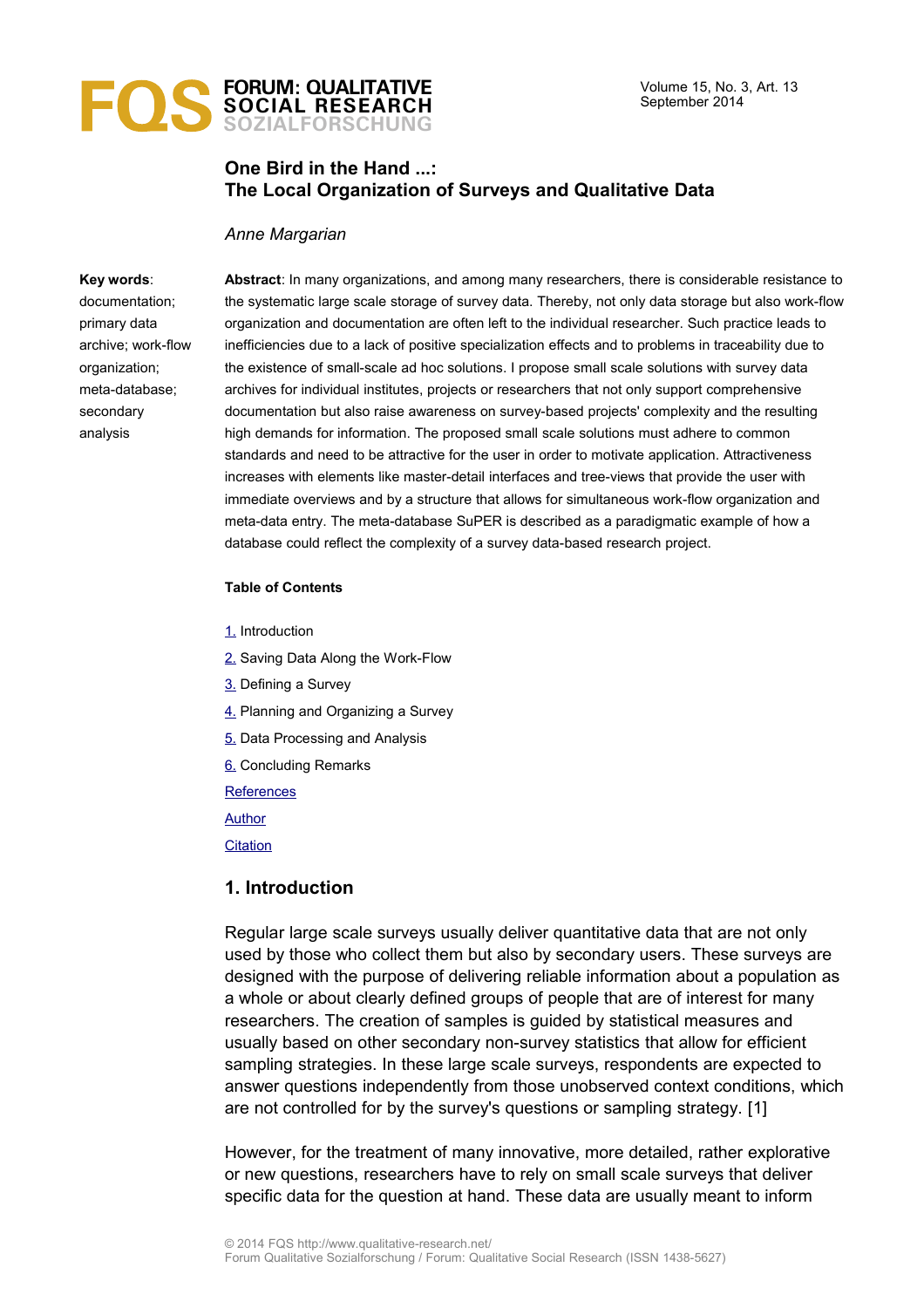# One Bird in the Hand ...: The Local Organization of Surveys and Qualitative Data

*Anne Margarian*

**Key words**: documentation; primary data archive; work-flow organization; meta-database; secondary analysis

**Abstract**: In many organizations, and among many researchers, there is considerable resistance to the systematic large scale storage of survey data. Thereby, not only data storage but also work-flow organization and documentation are often left to the individual researcher. Such practice leads to inefficiencies due to a lack of positive specialization effects and to problems in traceability due to the existence of small-scale ad hoc solutions. I propose small scale solutions with survey data archives for individual institutes, projects or researchers that not only support comprehensive documentation but also raise awareness on survey-based projects' complexity and the resulting high demands for information. The proposed small scale solutions must adhere to common standards and need to be attractive for the user in order to motivate application. Attractiveness increases with elements like master-detail interfaces and tree-views that provide the user with immediate overviews and by a structure that allows for simultaneous work-flow organization and meta-data entry. The meta-database SuPER is described as a paradigmatic example of how a database could reflect the complexity of a survey data-based research project.

**Table of Contents**

1. Introduction
2. Saving Data Along the Work-Flow
3. Defining a Survey
4. Planning and Organizing a Survey
5. Data Processing and Analysis
6. Concluding Remarks

References

Author

Citation

## 1. Introduction

Regular large scale surveys usually deliver quantitative data that are not only used by those who collect them but also by secondary users. These surveys are designed with the purpose of delivering reliable information about a population as a whole or about clearly defined groups of people that are of interest for many researchers. The creation of samples is guided by statistical measures and usually based on other secondary non-survey statistics that allow for efficient sampling strategies. In these large scale surveys, respondents are expected to answer questions independently from those unobserved context conditions, which are not controlled for by the survey's questions or sampling strategy. [1]

However, for the treatment of many innovative, more detailed, rather explorative or new questions, researchers have to rely on small scale surveys that deliver specific data for the question at hand. These data are usually meant to inform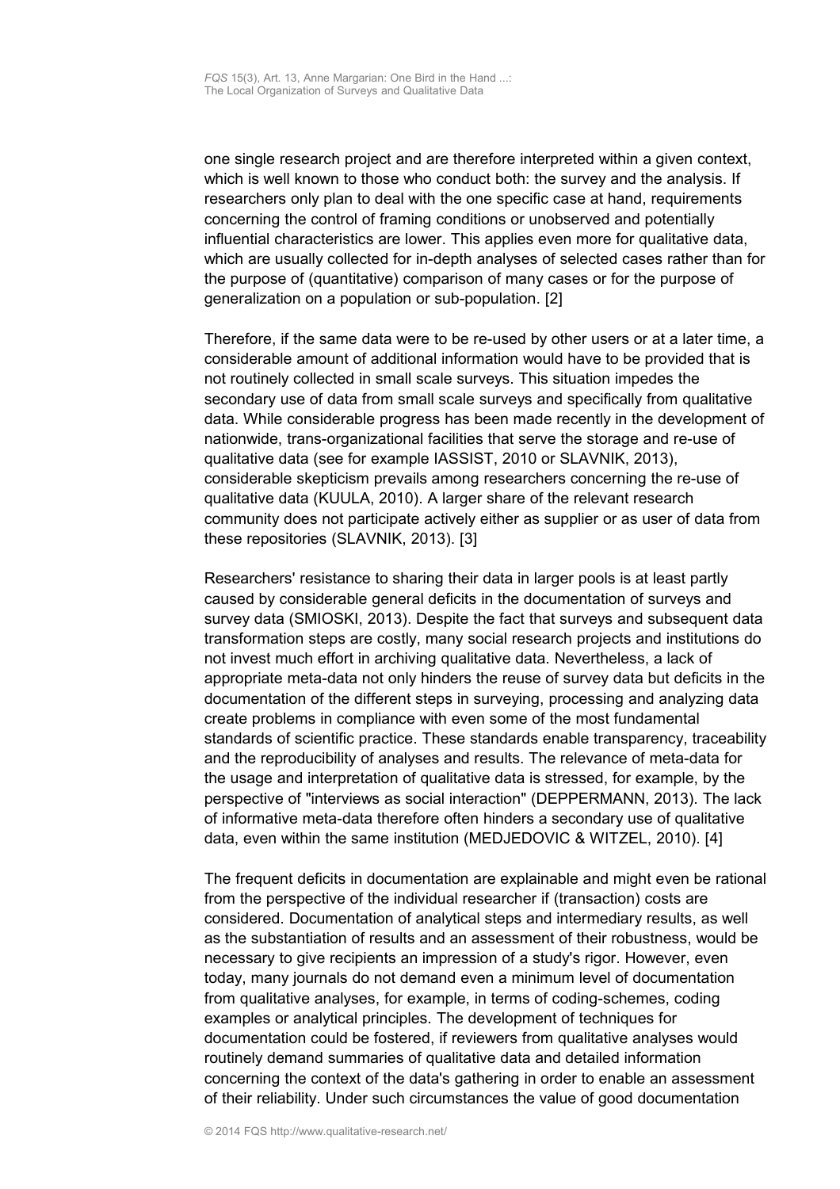one single research project and are therefore interpreted within a given context, which is well known to those who conduct both: the survey and the analysis. If researchers only plan to deal with the one specific case at hand, requirements concerning the control of framing conditions or unobserved and potentially influential characteristics are lower. This applies even more for qualitative data, which are usually collected for in-depth analyses of selected cases rather than for the purpose of (quantitative) comparison of many cases or for the purpose of generalization on a population or sub-population. [2]

Therefore, if the same data were to be re-used by other users or at a later time, a considerable amount of additional information would have to be provided that is not routinely collected in small scale surveys. This situation impedes the secondary use of data from small scale surveys and specifically from qualitative data. While considerable progress has been made recently in the development of nationwide, trans-organizational facilities that serve the storage and re-use of qualitative data (see for example IASSIST, 2010 or SLAVNIK, 2013), considerable skepticism prevails among researchers concerning the re-use of qualitative data (KUULA, 2010). A larger share of the relevant research community does not participate actively either as supplier or as user of data from these repositories (SLAVNIK, 2013). [3]

Researchers' resistance to sharing their data in larger pools is at least partly caused by considerable general deficits in the documentation of surveys and survey data (SMIOSKI, 2013). Despite the fact that surveys and subsequent data transformation steps are costly, many social research projects and institutions do not invest much effort in archiving qualitative data. Nevertheless, a lack of appropriate meta-data not only hinders the reuse of survey data but deficits in the documentation of the different steps in surveying, processing and analyzing data create problems in compliance with even some of the most fundamental standards of scientific practice. These standards enable transparency, traceability and the reproducibility of analyses and results. The relevance of meta-data for the usage and interpretation of qualitative data is stressed, for example, by the perspective of "interviews as social interaction" (DEPPERMANN, 2013). The lack of informative meta-data therefore often hinders a secondary use of qualitative data, even within the same institution (MEDJEDOVIC & WITZEL, 2010). [4]

The frequent deficits in documentation are explainable and might even be rational from the perspective of the individual researcher if (transaction) costs are considered. Documentation of analytical steps and intermediary results, as well as the substantiation of results and an assessment of their robustness, would be necessary to give recipients an impression of a study's rigor. However, even today, many journals do not demand even a minimum level of documentation from qualitative analyses, for example, in terms of coding-schemes, coding examples or analytical principles. The development of techniques for documentation could be fostered, if reviewers from qualitative analyses would routinely demand summaries of qualitative data and detailed information concerning the context of the data's gathering in order to enable an assessment of their reliability. Under such circumstances the value of good documentation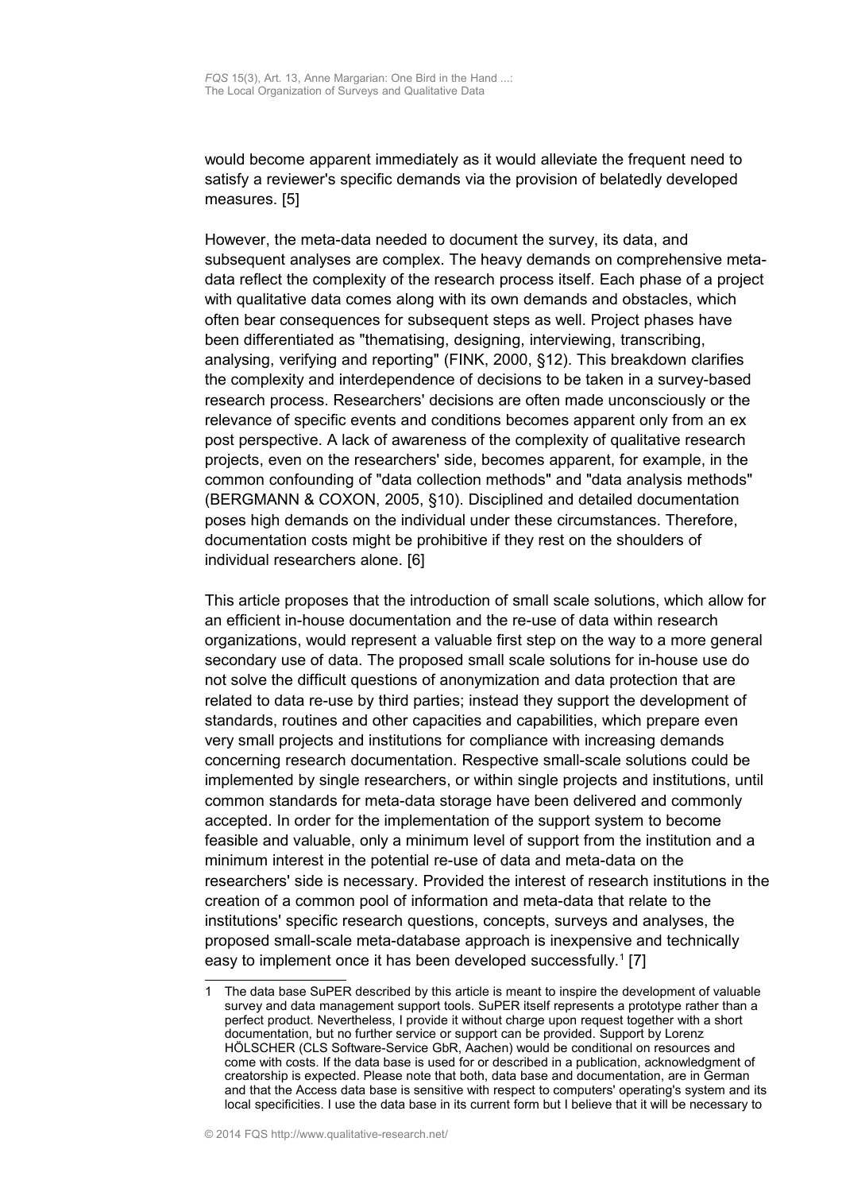would become apparent immediately as it would alleviate the frequent need to satisfy a reviewer's specific demands via the provision of belatedly developed measures. [5]

However, the meta-data needed to document the survey, its data, and subsequent analyses are complex. The heavy demands on comprehensive meta-data reflect the complexity of the research process itself. Each phase of a project with qualitative data comes along with its own demands and obstacles, which often bear consequences for subsequent steps as well. Project phases have been differentiated as "thematising, designing, interviewing, transcribing, analysing, verifying and reporting" (FINK, 2000, §12). This breakdown clarifies the complexity and interdependence of decisions to be taken in a survey-based research process. Researchers' decisions are often made unconsciously or the relevance of specific events and conditions becomes apparent only from an ex post perspective. A lack of awareness of the complexity of qualitative research projects, even on the researchers' side, becomes apparent, for example, in the common confounding of "data collection methods" and "data analysis methods" (BERGMANN & COXON, 2005, §10). Disciplined and detailed documentation poses high demands on the individual under these circumstances. Therefore, documentation costs might be prohibitive if they rest on the shoulders of individual researchers alone. [6]

This article proposes that the introduction of small scale solutions, which allow for an efficient in-house documentation and the re-use of data within research organizations, would represent a valuable first step on the way to a more general secondary use of data. The proposed small scale solutions for in-house use do not solve the difficult questions of anonymization and data protection that are related to data re-use by third parties; instead they support the development of standards, routines and other capacities and capabilities, which prepare even very small projects and institutions for compliance with increasing demands concerning research documentation. Respective small-scale solutions could be implemented by single researchers, or within single projects and institutions, until common standards for meta-data storage have been delivered and commonly accepted. In order for the implementation of the support system to become feasible and valuable, only a minimum level of support from the institution and a minimum interest in the potential re-use of data and meta-data on the researchers' side is necessary. Provided the interest of research institutions in the creation of a common pool of information and meta-data that relate to the institutions' specific research questions, concepts, surveys and analyses, the proposed small-scale meta-database approach is inexpensive and technically easy to implement once it has been developed successfully.[1] [7]

---

1 The data base SuPER described by this article is meant to inspire the development of valuable survey and data management support tools. SuPER itself represents a prototype rather than a perfect product. Nevertheless, I provide it without charge upon request together with a short documentation, but no further service or support can be provided. Support by Lorenz HÖLSCHER (CLS Software-Service GbR, Aachen) would be conditional on resources and come with costs. If the data base is used for or described in a publication, acknowledgment of creatorship is expected. Please note that both, data base and documentation, are in German and that the Access data base is sensitive with respect to computers' operating's system and its local specificities. I use the data base in its current form but I believe that it will be necessary to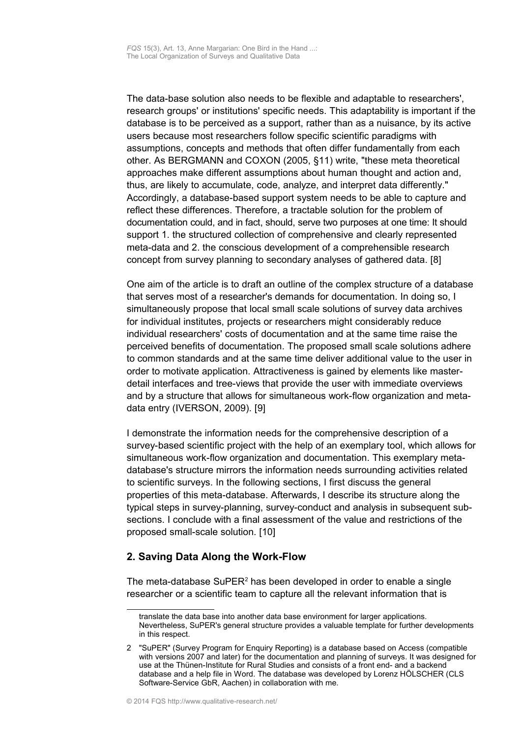The data-base solution also needs to be flexible and adaptable to researchers', research groups' or institutions' specific needs. This adaptability is important if the database is to be perceived as a support, rather than as a nuisance, by its active users because most researchers follow specific scientific paradigms with assumptions, concepts and methods that often differ fundamentally from each other. As BERGMANN and COXON (2005, §11) write, "these meta theoretical approaches make different assumptions about human thought and action and, thus, are likely to accumulate, code, analyze, and interpret data differently." Accordingly, a database-based support system needs to be able to capture and reflect these differences. Therefore, a tractable solution for the problem of documentation could, and in fact, should, serve two purposes at one time: It should support 1. the structured collection of comprehensive and clearly represented meta-data and 2. the conscious development of a comprehensible research concept from survey planning to secondary analyses of gathered data. [8]

One aim of the article is to draft an outline of the complex structure of a database that serves most of a researcher's demands for documentation. In doing so, I simultaneously propose that local small scale solutions of survey data archives for individual institutes, projects or researchers might considerably reduce individual researchers' costs of documentation and at the same time raise the perceived benefits of documentation. The proposed small scale solutions adhere to common standards and at the same time deliver additional value to the user in order to motivate application. Attractiveness is gained by elements like master-detail interfaces and tree-views that provide the user with immediate overviews and by a structure that allows for simultaneous work-flow organization and meta-data entry (IVERSON, 2009). [9]

I demonstrate the information needs for the comprehensive description of a survey-based scientific project with the help of an exemplary tool, which allows for simultaneous work-flow organization and documentation. This exemplary meta-database's structure mirrors the information needs surrounding activities related to scientific surveys. In the following sections, I first discuss the general properties of this meta-database. Afterwards, I describe its structure along the typical steps in survey-planning, survey-conduct and analysis in subsequent sub-sections. I conclude with a final assessment of the value and restrictions of the proposed small-scale solution. [10]

## 2. Saving Data Along the Work-Flow

The meta-database SuPER[2] has been developed in order to enable a single researcher or a scientific team to capture all the relevant information that is

---

translate the data base into another data base environment for larger applications. Nevertheless, SuPER's general structure provides a valuable template for further developments in this respect.

2 "SuPER" (Survey Program for Enquiry Reporting) is a database based on Access (compatible with versions 2007 and later) for the documentation and planning of surveys. It was designed for use at the Thünen-Institute for Rural Studies and consists of a front end- and a backend database and a help file in Word. The database was developed by Lorenz HÖLSCHER (CLS Software-Service GbR, Aachen) in collaboration with me.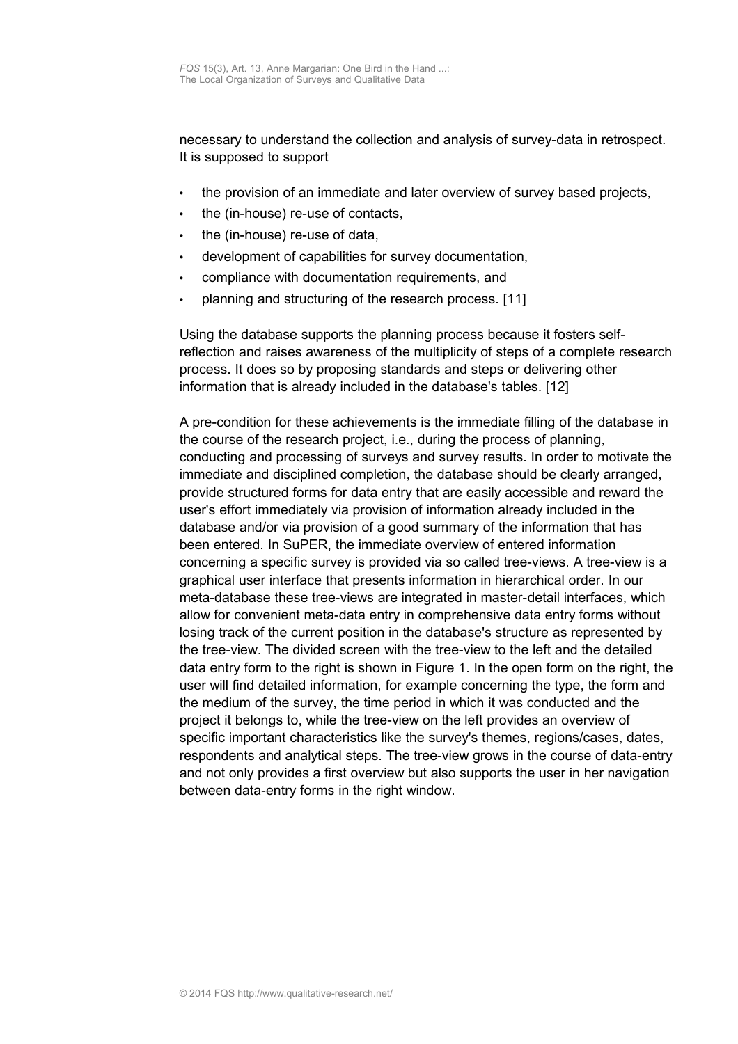necessary to understand the collection and analysis of survey-data in retrospect. It is supposed to support

- the provision of an immediate and later overview of survey based projects,
- the (in-house) re-use of contacts,
- the (in-house) re-use of data,
- development of capabilities for survey documentation,
- compliance with documentation requirements, and
- planning and structuring of the research process. [11]

Using the database supports the planning process because it fosters self-reflection and raises awareness of the multiplicity of steps of a complete research process. It does so by proposing standards and steps or delivering other information that is already included in the database's tables. [12]

A pre-condition for these achievements is the immediate filling of the database in the course of the research project, i.e., during the process of planning, conducting and processing of surveys and survey results. In order to motivate the immediate and disciplined completion, the database should be clearly arranged, provide structured forms for data entry that are easily accessible and reward the user's effort immediately via provision of information already included in the database and/or via provision of a good summary of the information that has been entered. In SuPER, the immediate overview of entered information concerning a specific survey is provided via so called tree-views. A tree-view is a graphical user interface that presents information in hierarchical order. In our meta-database these tree-views are integrated in master-detail interfaces, which allow for convenient meta-data entry in comprehensive data entry forms without losing track of the current position in the database's structure as represented by the tree-view. The divided screen with the tree-view to the left and the detailed data entry form to the right is shown in Figure 1. In the open form on the right, the user will find detailed information, for example concerning the type, the form and the medium of the survey, the time period in which it was conducted and the project it belongs to, while the tree-view on the left provides an overview of specific important characteristics like the survey's themes, regions/cases, dates, respondents and analytical steps. The tree-view grows in the course of data-entry and not only provides a first overview but also supports the user in her navigation between data-entry forms in the right window.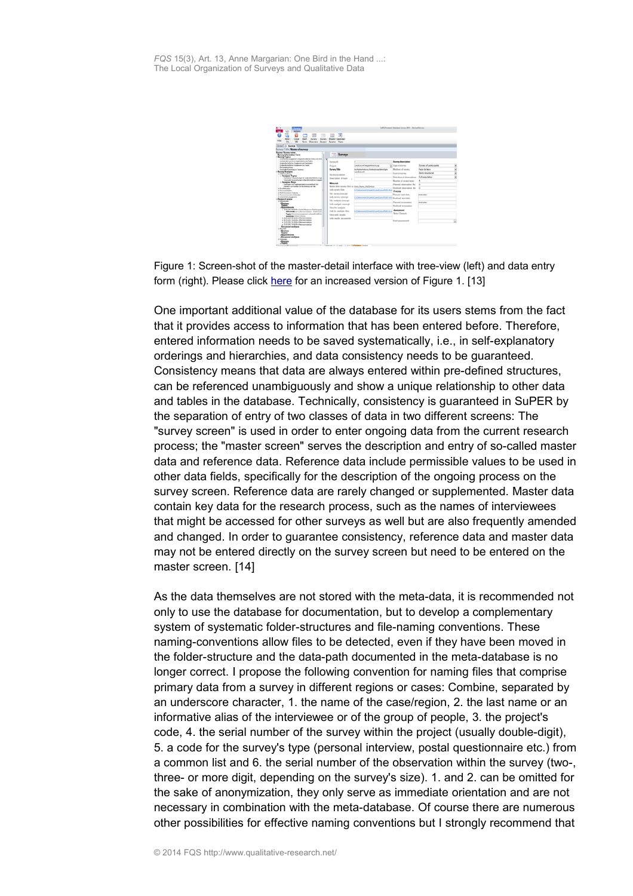Figure 1: Screen-shot of the master-detail interface with tree-view (left) and data entry form (right). Please click [here](#) for an increased version of Figure 1. [13]

One important additional value of the database for its users stems from the fact that it provides access to information that has been entered before. Therefore, entered information needs to be saved systematically, i.e., in self-explanatory orderings and hierarchies, and data consistency needs to be guaranteed. Consistency means that data are always entered within pre-defined structures, can be referenced unambiguously and show a unique relationship to other data and tables in the database. Technically, consistency is guaranteed in SuPER by the separation of entry of two classes of data in two different screens: The "survey screen" is used in order to enter ongoing data from the current research process; the "master screen" serves the description and entry of so-called master data and reference data. Reference data include permissible values to be used in other data fields, specifically for the description of the ongoing process on the survey screen. Reference data are rarely changed or supplemented. Master data contain key data for the research process, such as the names of interviewees that might be accessed for other surveys as well but are also frequently amended and changed. In order to guarantee consistency, reference data and master data may not be entered directly on the survey screen but need to be entered on the master screen. [14]

As the data themselves are not stored with the meta-data, it is recommended not only to use the database for documentation, but to develop a complementary system of systematic folder-structures and file-naming conventions. These naming-conventions allow files to be detected, even if they have been moved in the folder-structure and the data-path documented in the meta-database is no longer correct. I propose the following convention for naming files that comprise primary data from a survey in different regions or cases: Combine, separated by an underscore character, 1. the name of the case/region, 2. the last name or an informative alias of the interviewee or of the group of people, 3. the project's code, 4. the serial number of the survey within the project (usually double-digit), 5. a code for the survey's type (personal interview, postal questionnaire etc.) from a common list and 6. the serial number of the observation within the survey (two-, three- or more digit, depending on the survey's size). 1. and 2. can be omitted for the sake of anonymization, they only serve as immediate orientation and are not necessary in combination with the meta-database. Of course there are numerous other possibilities for effective naming conventions but I strongly recommend that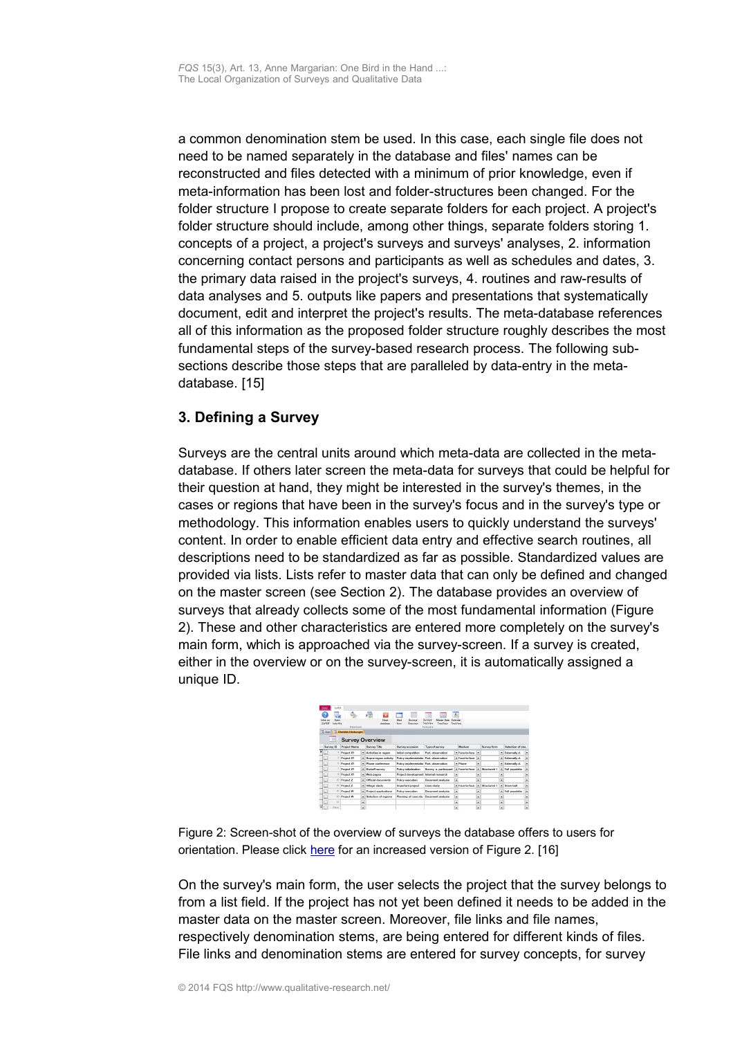a common denomination stem be used. In this case, each single file does not need to be named separately in the database and files' names can be reconstructed and files detected with a minimum of prior knowledge, even if meta-information has been lost and folder-structures been changed. For the folder structure I propose to create separate folders for each project. A project's folder structure should include, among other things, separate folders storing 1. concepts of a project, a project's surveys and surveys' analyses, 2. information concerning contact persons and participants as well as schedules and dates, 3. the primary data raised in the project's surveys, 4. routines and raw-results of data analyses and 5. outputs like papers and presentations that systematically document, edit and interpret the project's results. The meta-database references all of this information as the proposed folder structure roughly describes the most fundamental steps of the survey-based research process. The following sub-sections describe those steps that are paralleled by data-entry in the meta-database. [15]

## 3. Defining a Survey

Surveys are the central units around which meta-data are collected in the meta-database. If others later screen the meta-data for surveys that could be helpful for their question at hand, they might be interested in the survey's themes, in the cases or regions that have been in the survey's focus and in the survey's type or methodology. This information enables users to quickly understand the surveys' content. In order to enable efficient data entry and effective search routines, all descriptions need to be standardized as far as possible. Standardized values are provided via lists. Lists refer to master data that can only be defined and changed on the master screen (see Section 2). The database provides an overview of surveys that already collects some of the most fundamental information (Figure 2). These and other characteristics are entered more completely on the survey's main form, which is approached via the survey-screen. If a survey is created, either in the overview or on the survey-screen, it is automatically assigned a unique ID.

Figure 2: Screen-shot of the overview of surveys the database offers to users for orientation. Please click here for an increased version of Figure 2. [16]

On the survey's main form, the user selects the project that the survey belongs to from a list field. If the project has not yet been defined it needs to be added in the master data on the master screen. Moreover, file links and file names, respectively denomination stems, are being entered for different kinds of files. File links and denomination stems are entered for survey concepts, for survey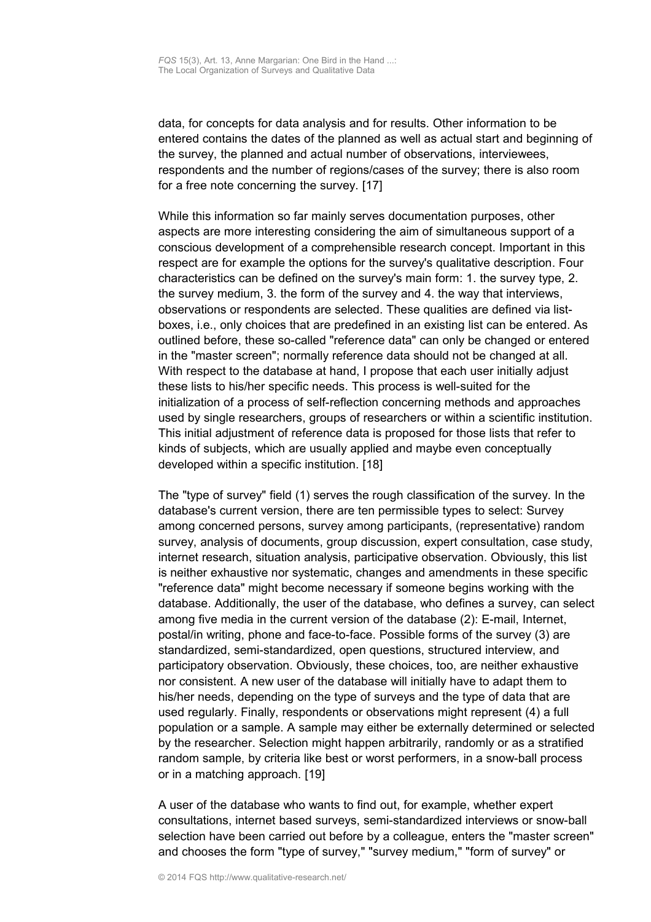data, for concepts for data analysis and for results. Other information to be entered contains the dates of the planned as well as actual start and beginning of the survey, the planned and actual number of observations, interviewees, respondents and the number of regions/cases of the survey; there is also room for a free note concerning the survey. [17]

While this information so far mainly serves documentation purposes, other aspects are more interesting considering the aim of simultaneous support of a conscious development of a comprehensible research concept. Important in this respect are for example the options for the survey's qualitative description. Four characteristics can be defined on the survey's main form: 1. the survey type, 2. the survey medium, 3. the form of the survey and 4. the way that interviews, observations or respondents are selected. These qualities are defined via list-boxes, i.e., only choices that are predefined in an existing list can be entered. As outlined before, these so-called "reference data" can only be changed or entered in the "master screen"; normally reference data should not be changed at all. With respect to the database at hand, I propose that each user initially adjust these lists to his/her specific needs. This process is well-suited for the initialization of a process of self-reflection concerning methods and approaches used by single researchers, groups of researchers or within a scientific institution. This initial adjustment of reference data is proposed for those lists that refer to kinds of subjects, which are usually applied and maybe even conceptually developed within a specific institution. [18]

The "type of survey" field (1) serves the rough classification of the survey. In the database's current version, there are ten permissible types to select: Survey among concerned persons, survey among participants, (representative) random survey, analysis of documents, group discussion, expert consultation, case study, internet research, situation analysis, participative observation. Obviously, this list is neither exhaustive nor systematic, changes and amendments in these specific "reference data" might become necessary if someone begins working with the database. Additionally, the user of the database, who defines a survey, can select among five media in the current version of the database (2): E-mail, Internet, postal/in writing, phone and face-to-face. Possible forms of the survey (3) are standardized, semi-standardized, open questions, structured interview, and participatory observation. Obviously, these choices, too, are neither exhaustive nor consistent. A new user of the database will initially have to adapt them to his/her needs, depending on the type of surveys and the type of data that are used regularly. Finally, respondents or observations might represent (4) a full population or a sample. A sample may either be externally determined or selected by the researcher. Selection might happen arbitrarily, randomly or as a stratified random sample, by criteria like best or worst performers, in a snow-ball process or in a matching approach. [19]

A user of the database who wants to find out, for example, whether expert consultations, internet based surveys, semi-standardized interviews or snow-ball selection have been carried out before by a colleague, enters the "master screen" and chooses the form "type of survey," "survey medium," "form of survey" or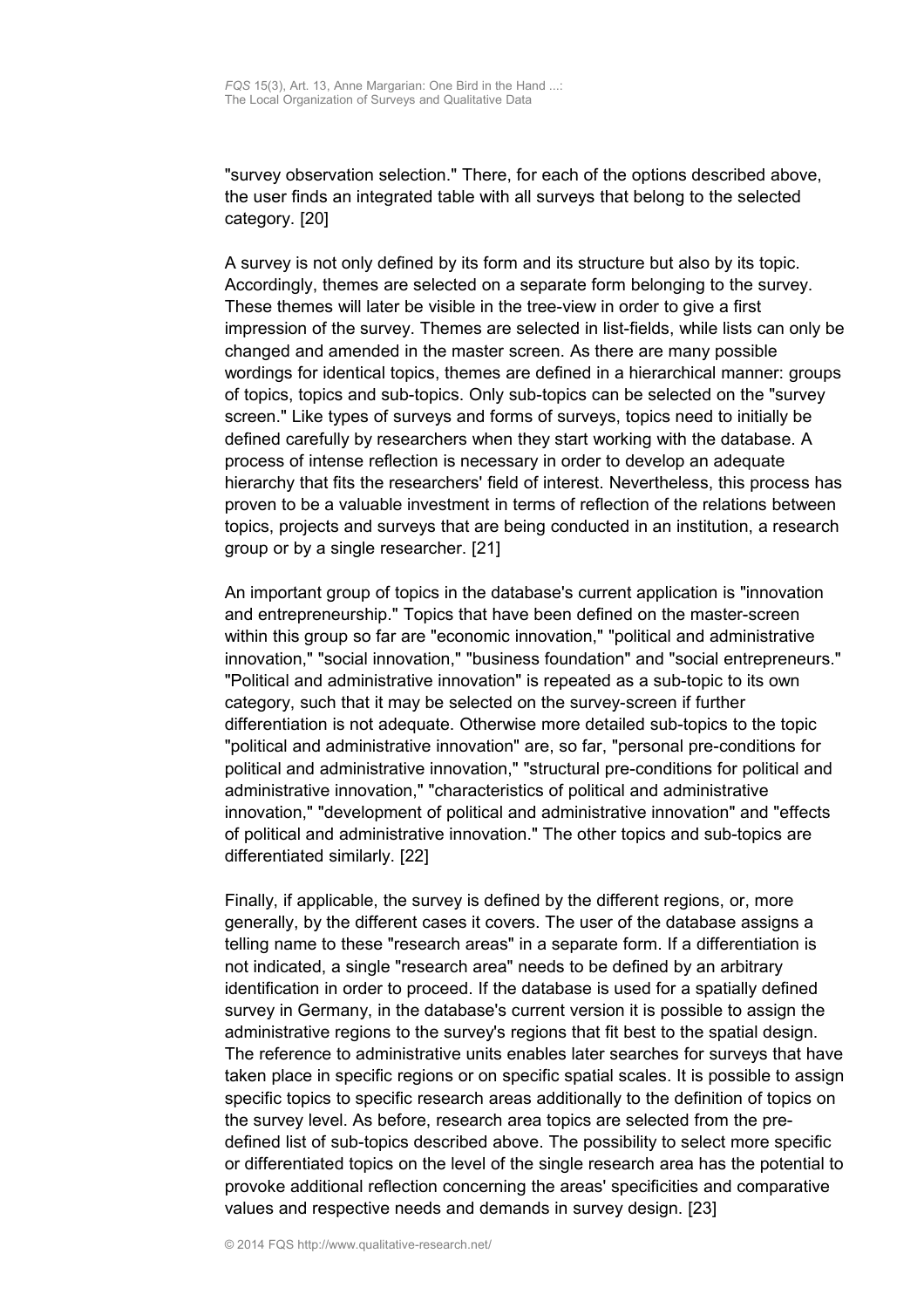"survey observation selection." There, for each of the options described above, the user finds an integrated table with all surveys that belong to the selected category. [20]

A survey is not only defined by its form and its structure but also by its topic. Accordingly, themes are selected on a separate form belonging to the survey. These themes will later be visible in the tree-view in order to give a first impression of the survey. Themes are selected in list-fields, while lists can only be changed and amended in the master screen. As there are many possible wordings for identical topics, themes are defined in a hierarchical manner: groups of topics, topics and sub-topics. Only sub-topics can be selected on the "survey screen." Like types of surveys and forms of surveys, topics need to initially be defined carefully by researchers when they start working with the database. A process of intense reflection is necessary in order to develop an adequate hierarchy that fits the researchers' field of interest. Nevertheless, this process has proven to be a valuable investment in terms of reflection of the relations between topics, projects and surveys that are being conducted in an institution, a research group or by a single researcher. [21]

An important group of topics in the database's current application is "innovation and entrepreneurship." Topics that have been defined on the master-screen within this group so far are "economic innovation," "political and administrative innovation," "social innovation," "business foundation" and "social entrepreneurs." "Political and administrative innovation" is repeated as a sub-topic to its own category, such that it may be selected on the survey-screen if further differentiation is not adequate. Otherwise more detailed sub-topics to the topic "political and administrative innovation" are, so far, "personal pre-conditions for political and administrative innovation," "structural pre-conditions for political and administrative innovation," "characteristics of political and administrative innovation," "development of political and administrative innovation" and "effects of political and administrative innovation." The other topics and sub-topics are differentiated similarly. [22]

Finally, if applicable, the survey is defined by the different regions, or, more generally, by the different cases it covers. The user of the database assigns a telling name to these "research areas" in a separate form. If a differentiation is not indicated, a single "research area" needs to be defined by an arbitrary identification in order to proceed. If the database is used for a spatially defined survey in Germany, in the database's current version it is possible to assign the administrative regions to the survey's regions that fit best to the spatial design. The reference to administrative units enables later searches for surveys that have taken place in specific regions or on specific spatial scales. It is possible to assign specific topics to specific research areas additionally to the definition of topics on the survey level. As before, research area topics are selected from the pre-defined list of sub-topics described above. The possibility to select more specific or differentiated topics on the level of the single research area has the potential to provoke additional reflection concerning the areas' specificities and comparative values and respective needs and demands in survey design. [23]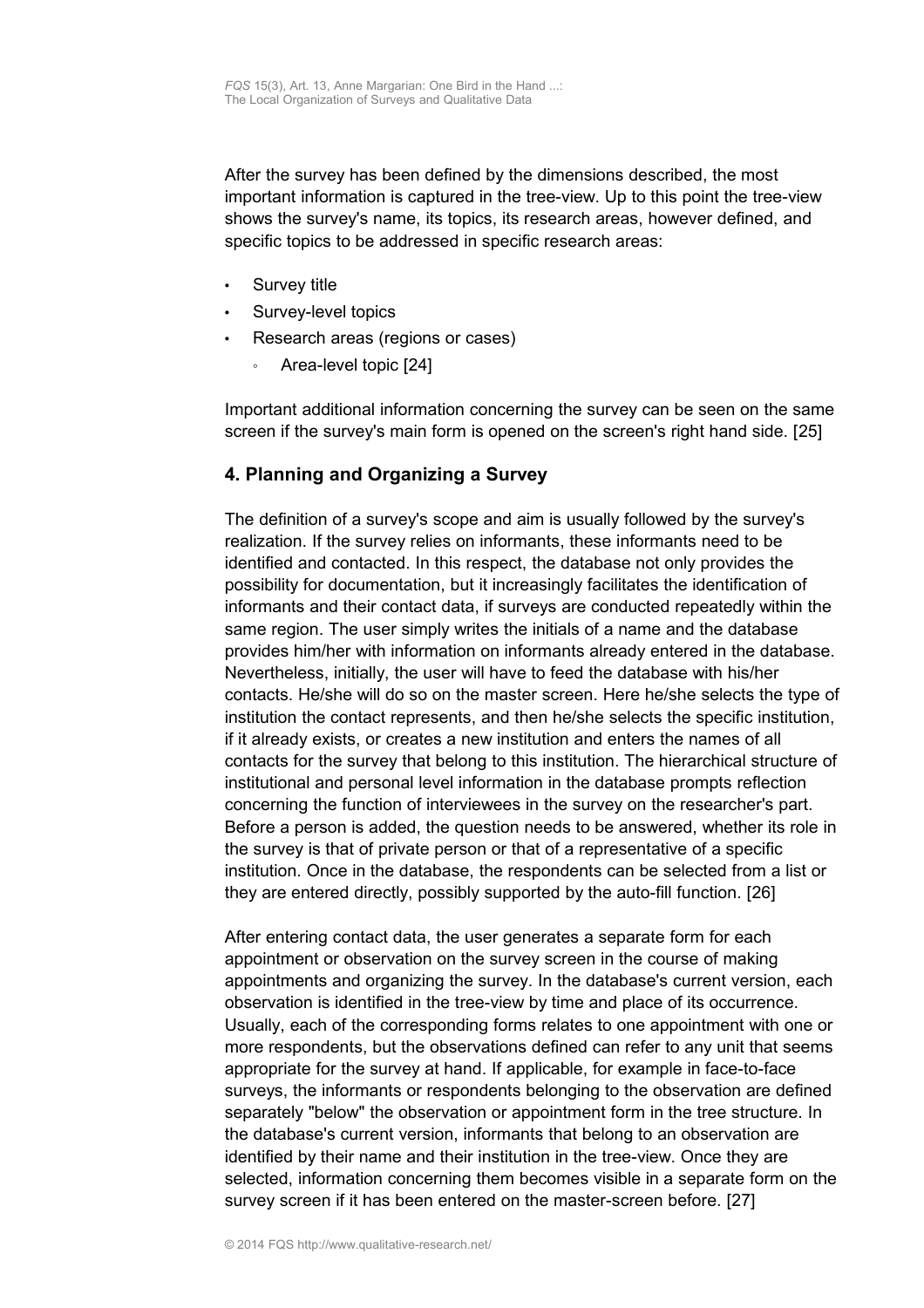After the survey has been defined by the dimensions described, the most important information is captured in the tree-view. Up to this point the tree-view shows the survey's name, its topics, its research areas, however defined, and specific topics to be addressed in specific research areas:

- Survey title
- Survey-level topics
- Research areas (regions or cases)
    - Area-level topic [24]

Important additional information concerning the survey can be seen on the same screen if the survey's main form is opened on the screen's right hand side. [25]

## 4. Planning and Organizing a Survey

The definition of a survey's scope and aim is usually followed by the survey's realization. If the survey relies on informants, these informants need to be identified and contacted. In this respect, the database not only provides the possibility for documentation, but it increasingly facilitates the identification of informants and their contact data, if surveys are conducted repeatedly within the same region. The user simply writes the initials of a name and the database provides him/her with information on informants already entered in the database. Nevertheless, initially, the user will have to feed the database with his/her contacts. He/she will do so on the master screen. Here he/she selects the type of institution the contact represents, and then he/she selects the specific institution, if it already exists, or creates a new institution and enters the names of all contacts for the survey that belong to this institution. The hierarchical structure of institutional and personal level information in the database prompts reflection concerning the function of interviewees in the survey on the researcher's part. Before a person is added, the question needs to be answered, whether its role in the survey is that of private person or that of a representative of a specific institution. Once in the database, the respondents can be selected from a list or they are entered directly, possibly supported by the auto-fill function. [26]

After entering contact data, the user generates a separate form for each appointment or observation on the survey screen in the course of making appointments and organizing the survey. In the database's current version, each observation is identified in the tree-view by time and place of its occurrence. Usually, each of the corresponding forms relates to one appointment with one or more respondents, but the observations defined can refer to any unit that seems appropriate for the survey at hand. If applicable, for example in face-to-face surveys, the informants or respondents belonging to the observation are defined separately "below" the observation or appointment form in the tree structure. In the database's current version, informants that belong to an observation are identified by their name and their institution in the tree-view. Once they are selected, information concerning them becomes visible in a separate form on the survey screen if it has been entered on the master-screen before. [27]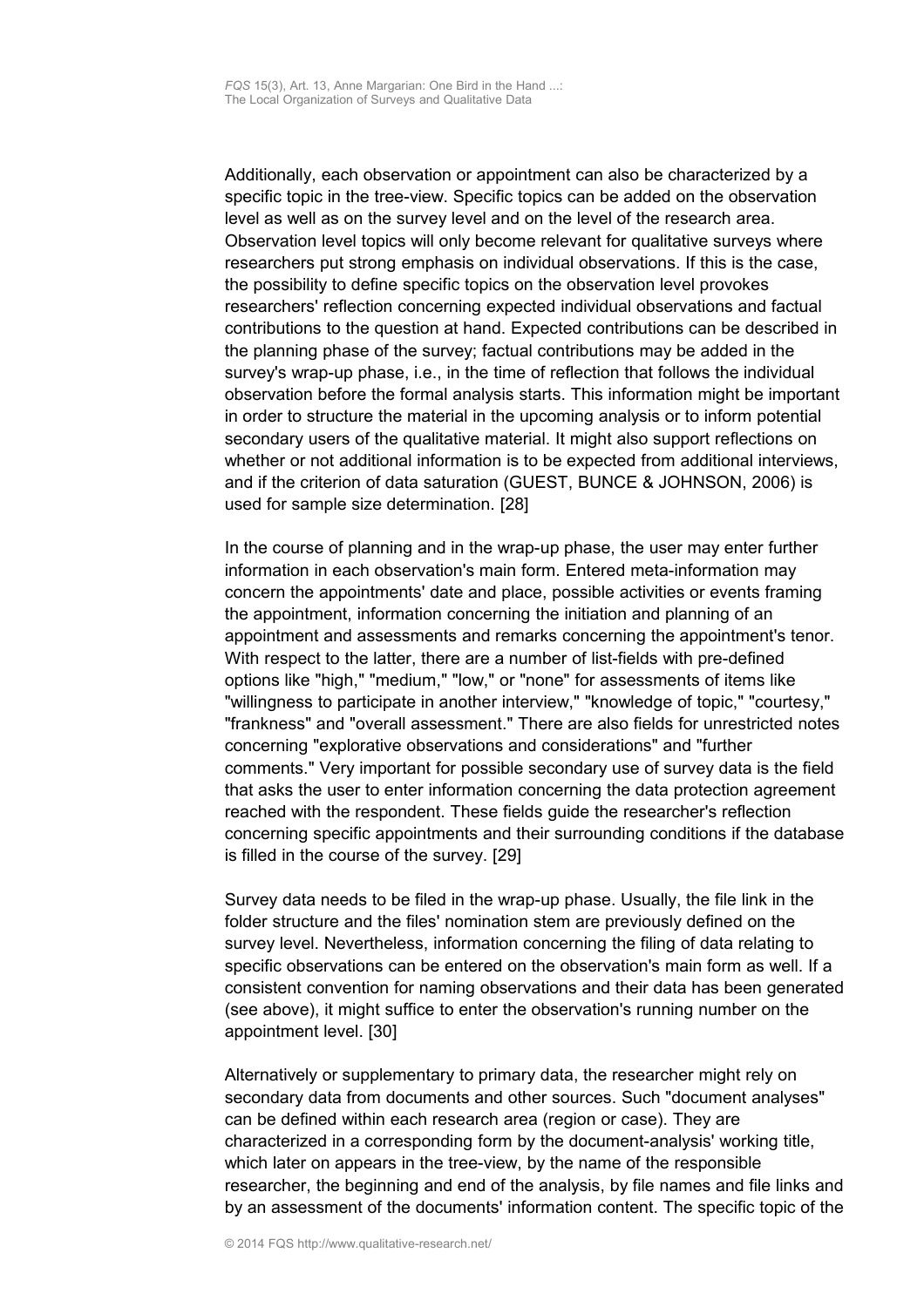Additionally, each observation or appointment can also be characterized by a specific topic in the tree-view. Specific topics can be added on the observation level as well as on the survey level and on the level of the research area. Observation level topics will only become relevant for qualitative surveys where researchers put strong emphasis on individual observations. If this is the case, the possibility to define specific topics on the observation level provokes researchers' reflection concerning expected individual observations and factual contributions to the question at hand. Expected contributions can be described in the planning phase of the survey; factual contributions may be added in the survey's wrap-up phase, i.e., in the time of reflection that follows the individual observation before the formal analysis starts. This information might be important in order to structure the material in the upcoming analysis or to inform potential secondary users of the qualitative material. It might also support reflections on whether or not additional information is to be expected from additional interviews, and if the criterion of data saturation (GUEST, BUNCE & JOHNSON, 2006) is used for sample size determination. [28]

In the course of planning and in the wrap-up phase, the user may enter further information in each observation's main form. Entered meta-information may concern the appointments' date and place, possible activities or events framing the appointment, information concerning the initiation and planning of an appointment and assessments and remarks concerning the appointment's tenor. With respect to the latter, there are a number of list-fields with pre-defined options like "high," "medium," "low," or "none" for assessments of items like "willingness to participate in another interview," "knowledge of topic," "courtesy," "frankness" and "overall assessment." There are also fields for unrestricted notes concerning "explorative observations and considerations" and "further comments." Very important for possible secondary use of survey data is the field that asks the user to enter information concerning the data protection agreement reached with the respondent. These fields guide the researcher's reflection concerning specific appointments and their surrounding conditions if the database is filled in the course of the survey. [29]

Survey data needs to be filed in the wrap-up phase. Usually, the file link in the folder structure and the files' nomination stem are previously defined on the survey level. Nevertheless, information concerning the filing of data relating to specific observations can be entered on the observation's main form as well. If a consistent convention for naming observations and their data has been generated (see above), it might suffice to enter the observation's running number on the appointment level. [30]

Alternatively or supplementary to primary data, the researcher might rely on secondary data from documents and other sources. Such "document analyses" can be defined within each research area (region or case). They are characterized in a corresponding form by the document-analysis' working title, which later on appears in the tree-view, by the name of the responsible researcher, the beginning and end of the analysis, by file names and file links and by an assessment of the documents' information content. The specific topic of the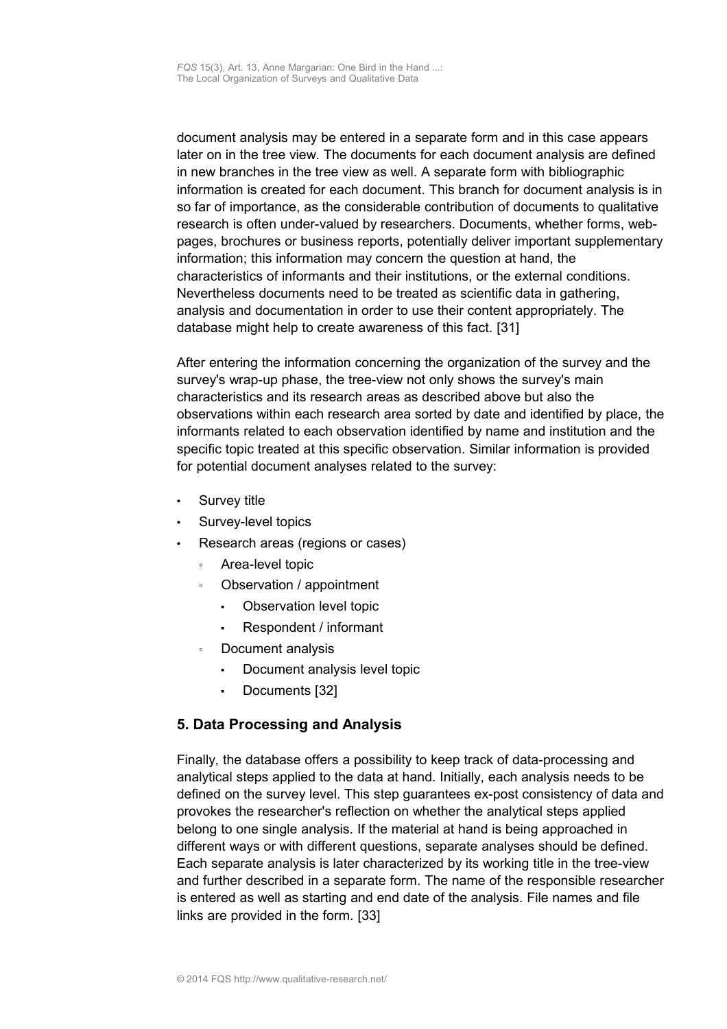document analysis may be entered in a separate form and in this case appears later on in the tree view. The documents for each document analysis are defined in new branches in the tree view as well. A separate form with bibliographic information is created for each document. This branch for document analysis is in so far of importance, as the considerable contribution of documents to qualitative research is often under-valued by researchers. Documents, whether forms, web-pages, brochures or business reports, potentially deliver important supplementary information; this information may concern the question at hand, the characteristics of informants and their institutions, or the external conditions. Nevertheless documents need to be treated as scientific data in gathering, analysis and documentation in order to use their content appropriately. The database might help to create awareness of this fact. [31]

After entering the information concerning the organization of the survey and the survey's wrap-up phase, the tree-view not only shows the survey's main characteristics and its research areas as described above but also the observations within each research area sorted by date and identified by place, the informants related to each observation identified by name and institution and the specific topic treated at this specific observation. Similar information is provided for potential document analyses related to the survey:

- Survey title
- Survey-level topics
- Research areas (regions or cases)
  - Area-level topic
  - Observation / appointment
    - Observation level topic
    - Respondent / informant
  - Document analysis
    - Document analysis level topic
    - Documents [32]

## 5. Data Processing and Analysis

Finally, the database offers a possibility to keep track of data-processing and analytical steps applied to the data at hand. Initially, each analysis needs to be defined on the survey level. This step guarantees ex-post consistency of data and provokes the researcher's reflection on whether the analytical steps applied belong to one single analysis. If the material at hand is being approached in different ways or with different questions, separate analyses should be defined. Each separate analysis is later characterized by its working title in the tree-view and further described in a separate form. The name of the responsible researcher is entered as well as starting and end date of the analysis. File names and file links are provided in the form. [33]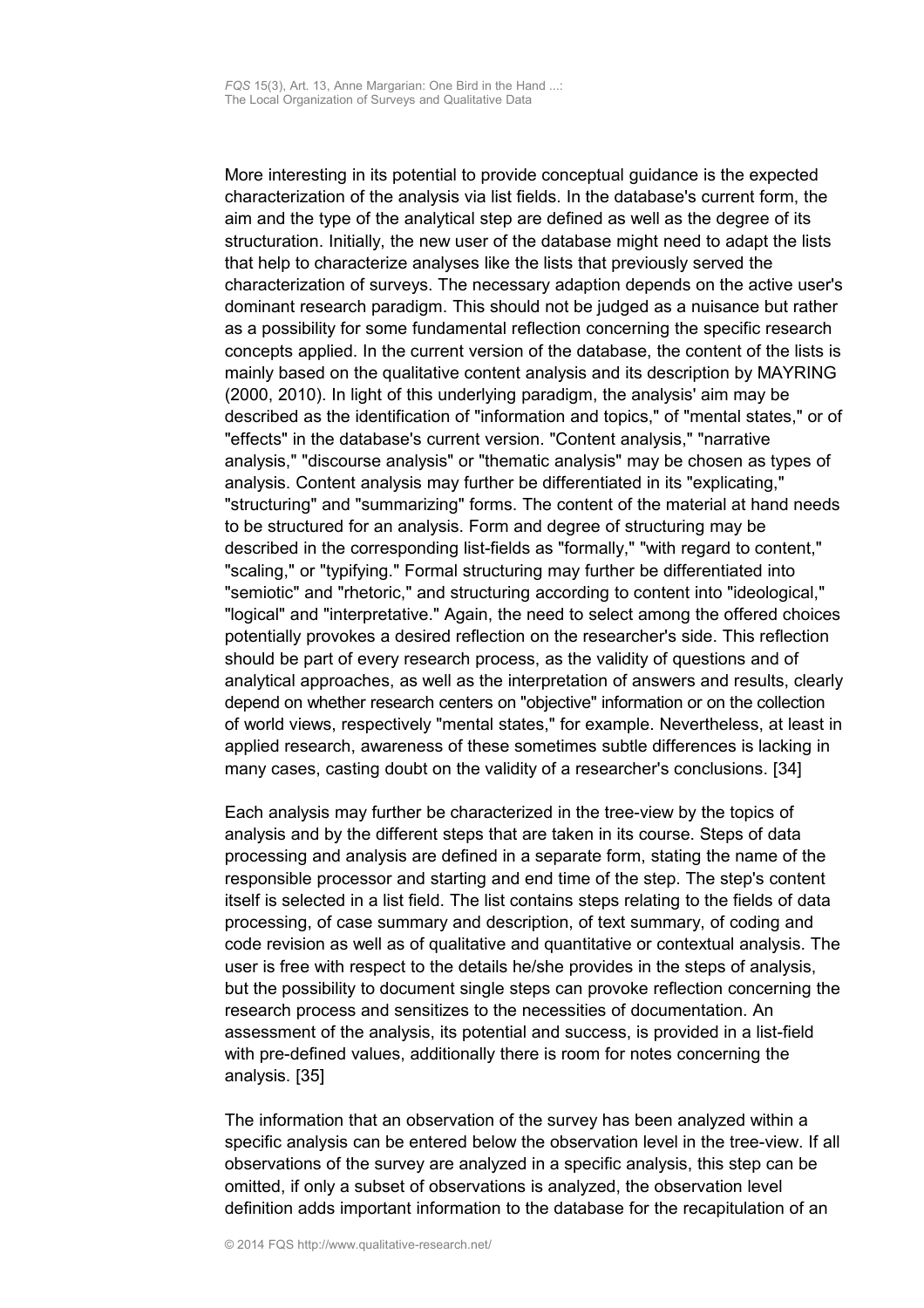More interesting in its potential to provide conceptual guidance is the expected characterization of the analysis via list fields. In the database's current form, the aim and the type of the analytical step are defined as well as the degree of its structuration. Initially, the new user of the database might need to adapt the lists that help to characterize analyses like the lists that previously served the characterization of surveys. The necessary adaption depends on the active user's dominant research paradigm. This should not be judged as a nuisance but rather as a possibility for some fundamental reflection concerning the specific research concepts applied. In the current version of the database, the content of the lists is mainly based on the qualitative content analysis and its description by MAYRING (2000, 2010). In light of this underlying paradigm, the analysis' aim may be described as the identification of "information and topics," of "mental states," or of "effects" in the database's current version. "Content analysis," "narrative analysis," "discourse analysis" or "thematic analysis" may be chosen as types of analysis. Content analysis may further be differentiated in its "explicating," "structuring" and "summarizing" forms. The content of the material at hand needs to be structured for an analysis. Form and degree of structuring may be described in the corresponding list-fields as "formally," "with regard to content," "scaling," or "typifying." Formal structuring may further be differentiated into "semiotic" and "rhetoric," and structuring according to content into "ideological," "logical" and "interpretative." Again, the need to select among the offered choices potentially provokes a desired reflection on the researcher's side. This reflection should be part of every research process, as the validity of questions and of analytical approaches, as well as the interpretation of answers and results, clearly depend on whether research centers on "objective" information or on the collection of world views, respectively "mental states," for example. Nevertheless, at least in applied research, awareness of these sometimes subtle differences is lacking in many cases, casting doubt on the validity of a researcher's conclusions. [34]

Each analysis may further be characterized in the tree-view by the topics of analysis and by the different steps that are taken in its course. Steps of data processing and analysis are defined in a separate form, stating the name of the responsible processor and starting and end time of the step. The step's content itself is selected in a list field. The list contains steps relating to the fields of data processing, of case summary and description, of text summary, of coding and code revision as well as of qualitative and quantitative or contextual analysis. The user is free with respect to the details he/she provides in the steps of analysis, but the possibility to document single steps can provoke reflection concerning the research process and sensitizes to the necessities of documentation. An assessment of the analysis, its potential and success, is provided in a list-field with pre-defined values, additionally there is room for notes concerning the analysis. [35]

The information that an observation of the survey has been analyzed within a specific analysis can be entered below the observation level in the tree-view. If all observations of the survey are analyzed in a specific analysis, this step can be omitted, if only a subset of observations is analyzed, the observation level definition adds important information to the database for the recapitulation of an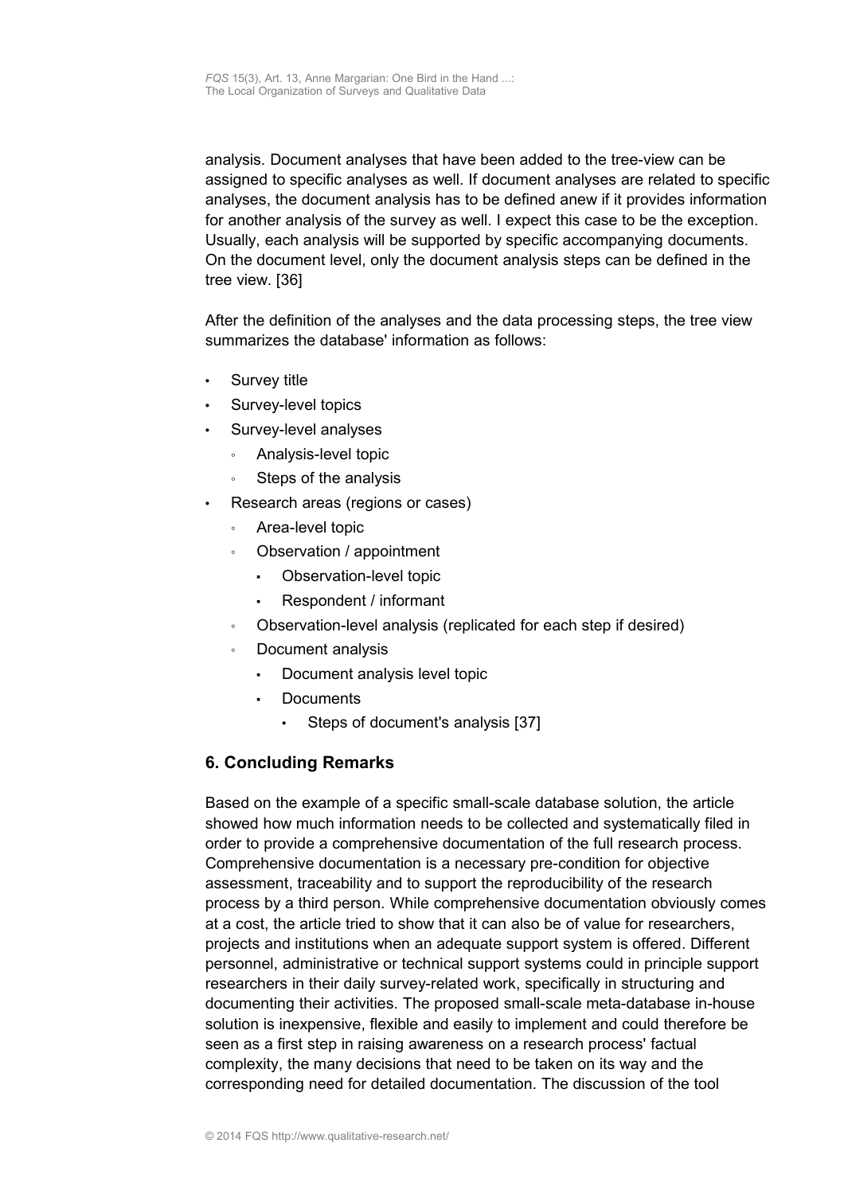analysis. Document analyses that have been added to the tree-view can be assigned to specific analyses as well. If document analyses are related to specific analyses, the document analysis has to be defined anew if it provides information for another analysis of the survey as well. I expect this case to be the exception. Usually, each analysis will be supported by specific accompanying documents. On the document level, only the document analysis steps can be defined in the tree view. [36]

After the definition of the analyses and the data processing steps, the tree view summarizes the database' information as follows:

- Survey title
- Survey-level topics
- Survey-level analyses
  - Analysis-level topic
  - Steps of the analysis
- Research areas (regions or cases)
  - Area-level topic
  - Observation / appointment
    - Observation-level topic
    - Respondent / informant
  - Observation-level analysis (replicated for each step if desired)
  - Document analysis
    - Document analysis level topic
    - Documents
      - Steps of document's analysis [37]

## 6. Concluding Remarks

Based on the example of a specific small-scale database solution, the article showed how much information needs to be collected and systematically filed in order to provide a comprehensive documentation of the full research process. Comprehensive documentation is a necessary pre-condition for objective assessment, traceability and to support the reproducibility of the research process by a third person. While comprehensive documentation obviously comes at a cost, the article tried to show that it can also be of value for researchers, projects and institutions when an adequate support system is offered. Different personnel, administrative or technical support systems could in principle support researchers in their daily survey-related work, specifically in structuring and documenting their activities. The proposed small-scale meta-database in-house solution is inexpensive, flexible and easily to implement and could therefore be seen as a first step in raising awareness on a research process' factual complexity, the many decisions that need to be taken on its way and the corresponding need for detailed documentation. The discussion of the tool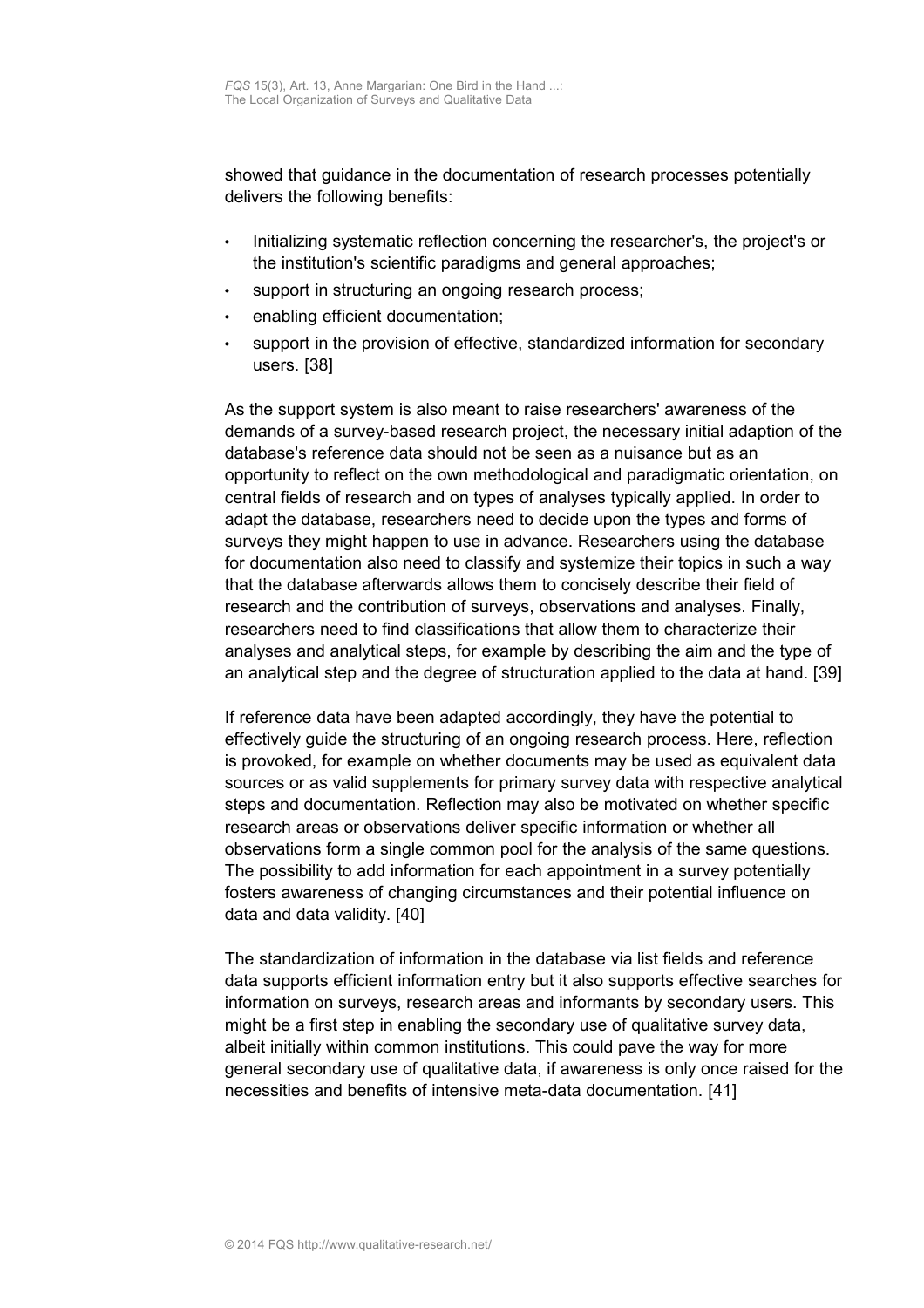showed that guidance in the documentation of research processes potentially delivers the following benefits:

- Initializing systematic reflection concerning the researcher's, the project's or the institution's scientific paradigms and general approaches;
- support in structuring an ongoing research process;
- enabling efficient documentation;
- support in the provision of effective, standardized information for secondary users. [38]

As the support system is also meant to raise researchers' awareness of the demands of a survey-based research project, the necessary initial adaption of the database's reference data should not be seen as a nuisance but as an opportunity to reflect on the own methodological and paradigmatic orientation, on central fields of research and on types of analyses typically applied. In order to adapt the database, researchers need to decide upon the types and forms of surveys they might happen to use in advance. Researchers using the database for documentation also need to classify and systemize their topics in such a way that the database afterwards allows them to concisely describe their field of research and the contribution of surveys, observations and analyses. Finally, researchers need to find classifications that allow them to characterize their analyses and analytical steps, for example by describing the aim and the type of an analytical step and the degree of structuration applied to the data at hand. [39]

If reference data have been adapted accordingly, they have the potential to effectively guide the structuring of an ongoing research process. Here, reflection is provoked, for example on whether documents may be used as equivalent data sources or as valid supplements for primary survey data with respective analytical steps and documentation. Reflection may also be motivated on whether specific research areas or observations deliver specific information or whether all observations form a single common pool for the analysis of the same questions. The possibility to add information for each appointment in a survey potentially fosters awareness of changing circumstances and their potential influence on data and data validity. [40]

The standardization of information in the database via list fields and reference data supports efficient information entry but it also supports effective searches for information on surveys, research areas and informants by secondary users. This might be a first step in enabling the secondary use of qualitative survey data, albeit initially within common institutions. This could pave the way for more general secondary use of qualitative data, if awareness is only once raised for the necessities and benefits of intensive meta-data documentation. [41]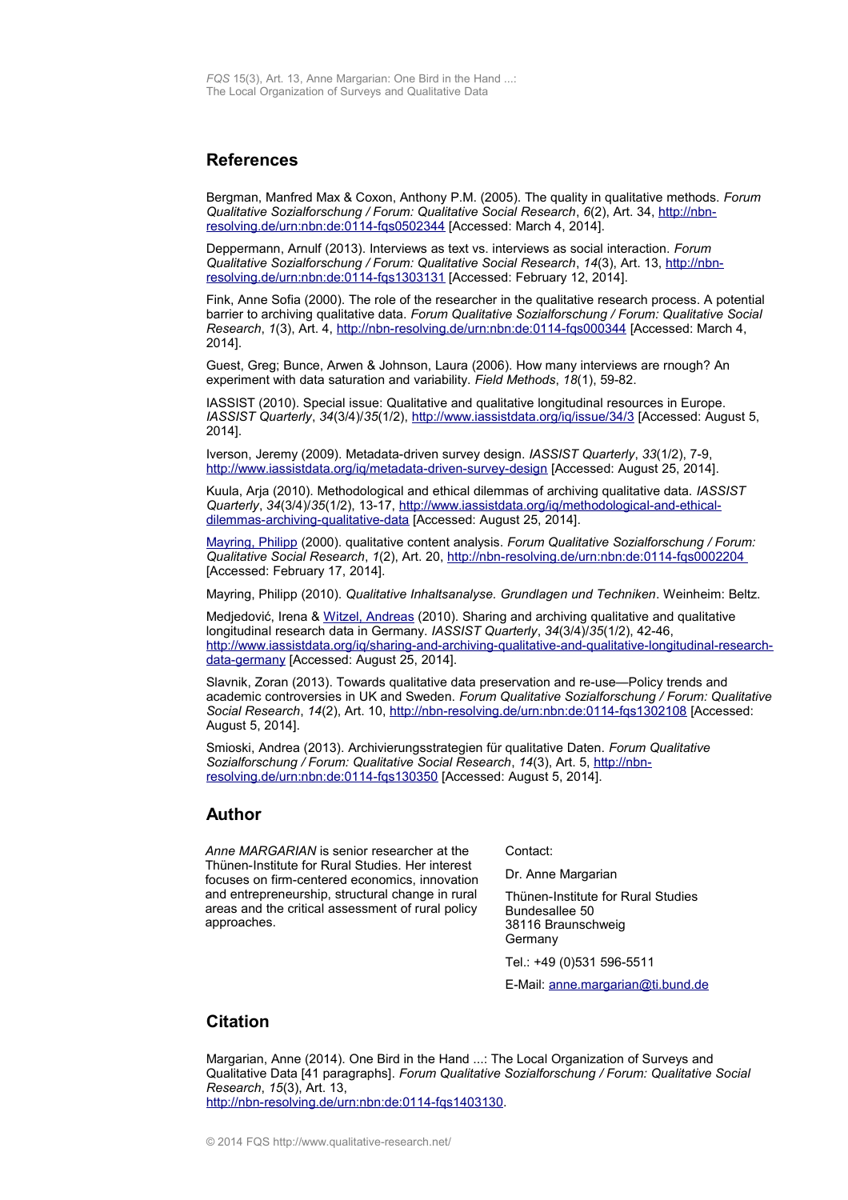## References

Bergman, Manfred Max & Coxon, Anthony P.M. (2005). The quality in qualitative methods. *Forum Qualitative Sozialforschung / Forum: Qualitative Social Research*, *6*(2), Art. 34, http://nbn-resolving.de/urn:nbn:de:0114-fqs0502344 [Accessed: March 4, 2014].

Deppermann, Arnulf (2013). Interviews as text vs. interviews as social interaction. *Forum Qualitative Sozialforschung / Forum: Qualitative Social Research*, *14*(3), Art. 13, http://nbn-resolving.de/urn:nbn:de:0114-fqs1303131 [Accessed: February 12, 2014].

Fink, Anne Sofia (2000). The role of the researcher in the qualitative research process. A potential barrier to archiving qualitative data. *Forum Qualitative Sozialforschung / Forum: Qualitative Social Research*, *1*(3), Art. 4, http://nbn-resolving.de/urn:nbn:de:0114-fqs000344 [Accessed: March 4, 2014].

Guest, Greg; Bunce, Arwen & Johnson, Laura (2006). How many interviews are rnough? An experiment with data saturation and variability. *Field Methods*, *18*(1), 59-82.

IASSIST (2010). Special issue: Qualitative and qualitative longitudinal resources in Europe. *IASSIST Quarterly*, *34*(3/4)/*35*(1/2), http://www.iassistdata.org/iq/issue/34/3 [Accessed: August 5, 2014].

Iverson, Jeremy (2009). Metadata-driven survey design. *IASSIST Quarterly*, *33*(1/2), 7-9, http://www.iassistdata.org/iq/metadata-driven-survey-design [Accessed: August 25, 2014].

Kuula, Arja (2010). Methodological and ethical dilemmas of archiving qualitative data. *IASSIST Quarterly*, *34*(3/4)/*35*(1/2), 13-17, http://www.iassistdata.org/iq/methodological-and-ethical-dilemmas-archiving-qualitative-data [Accessed: August 25, 2014].

Mayring, Philipp (2000). qualitative content analysis. *Forum Qualitative Sozialforschung / Forum: Qualitative Social Research*, *1*(2), Art. 20, http://nbn-resolving.de/urn:nbn:de:0114-fqs0002204 [Accessed: February 17, 2014].

Mayring, Philipp (2010). *Qualitative Inhaltsanalyse. Grundlagen und Techniken*. Weinheim: Beltz.

Medjedović, Irena & Witzel, Andreas (2010). Sharing and archiving qualitative and qualitative longitudinal research data in Germany. *IASSIST Quarterly*, *34*(3/4)/*35*(1/2), 42-46, http://www.iassistdata.org/iq/sharing-and-archiving-qualitative-and-qualitative-longitudinal-research-data-germany [Accessed: August 25, 2014].

Slavnik, Zoran (2013). Towards qualitative data preservation and re-use—Policy trends and academic controversies in UK and Sweden. *Forum Qualitative Sozialforschung / Forum: Qualitative Social Research*, *14*(2), Art. 10, http://nbn-resolving.de/urn:nbn:de:0114-fqs1302108 [Accessed: August 5, 2014].

Smioski, Andrea (2013). Archivierungsstrategien für qualitative Daten. *Forum Qualitative Sozialforschung / Forum: Qualitative Social Research*, *14*(3), Art. 5, http://nbn-resolving.de/urn:nbn:de:0114-fqs130350 [Accessed: August 5, 2014].

## Author

*Anne MARGARIAN* is senior researcher at the Thünen-Institute for Rural Studies. Her interest focuses on firm-centered economics, innovation and entrepreneurship, structural change in rural areas and the critical assessment of rural policy approaches.

Contact:

Dr. Anne Margarian

Thünen-Institute for Rural Studies
Bundesallee 50
38116 Braunschweig
Germany

Tel.: +49 (0)531 596-5511

E-Mail: anne.margarian@ti.bund.de

## Citation

Margarian, Anne (2014). One Bird in the Hand ...: The Local Organization of Surveys and Qualitative Data [41 paragraphs]. *Forum Qualitative Sozialforschung / Forum: Qualitative Social Research*, *15*(3), Art. 13, http://nbn-resolving.de/urn:nbn:de:0114-fqs1403130.